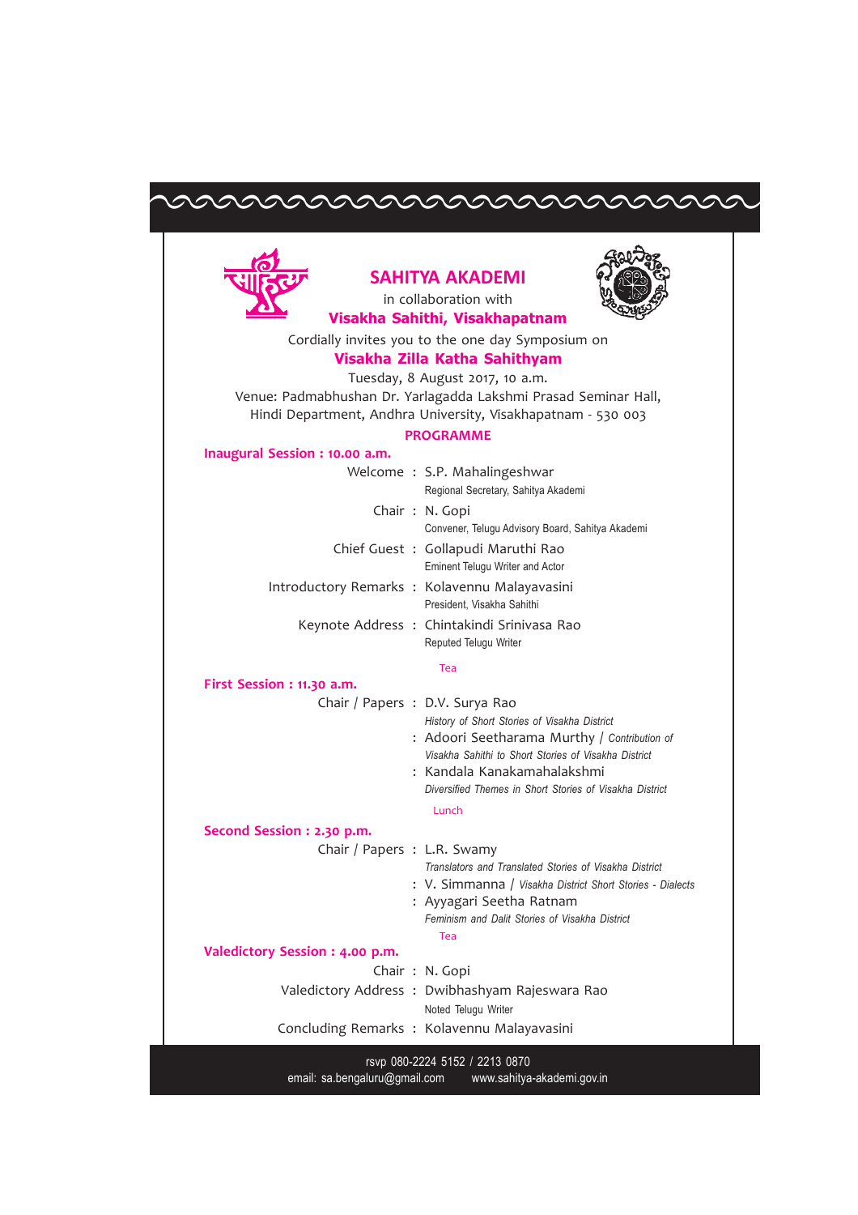# SAHITYA AKADEMI

in collaboration with

**Visakha Sahithi, Visakhapatnam**

Cordially invites you to the one day Symposium on

## Visakha Zilla Katha Sahithyam

Tuesday, 8 August 2017, 10 a.m.

Venue: Padmabhushan Dr. Yarlagadda Lakshmi Prasad Seminar Hall,
Hindi Department, Andhra University, Visakhapatnam - 530 003

### PROGRAMME

**Inaugural Session : 10.00 a.m.**

Welcome : S.P. Mahalingeshwar
Regional Secretary, Sahitya Akademi

Chair : N. Gopi
Convener, Telugu Advisory Board, Sahitya Akademi

Chief Guest : Gollapudi Maruthi Rao
Eminent Telugu Writer and Actor

Introductory Remarks : Kolavennu Malayavasini
President, Visakha Sahithi

Keynote Address : Chintakindi Srinivasa Rao
Reputed Telugu Writer

Tea

**First Session : 11.30 a.m.**

Chair / Papers : D.V. Surya Rao
*History of Short Stories of Visakha District*

: Adoori Seetharama Murthy / *Contribution of Visakha Sahithi to Short Stories of Visakha District*

: Kandala Kanakamahalakshmi
*Diversified Themes in Short Stories of Visakha District*

Lunch

**Second Session : 2.30 p.m.**

Chair / Papers : L.R. Swamy
*Translators and Translated Stories of Visakha District*

: V. Simmanna / *Visakha District Short Stories - Dialects*

: Ayyagari Seetha Ratnam
*Feminism and Dalit Stories of Visakha District*

Tea

**Valedictory Session : 4.00 p.m.**

Chair : N. Gopi

Valedictory Address : Dwibhashyam Rajeswara Rao
Noted Telugu Writer

Concluding Remarks : Kolavennu Malayavasini

rsvp 080-2224 5152 / 2213 0870
email: sa.bengaluru@gmail.com www.sahitya-akademi.gov.in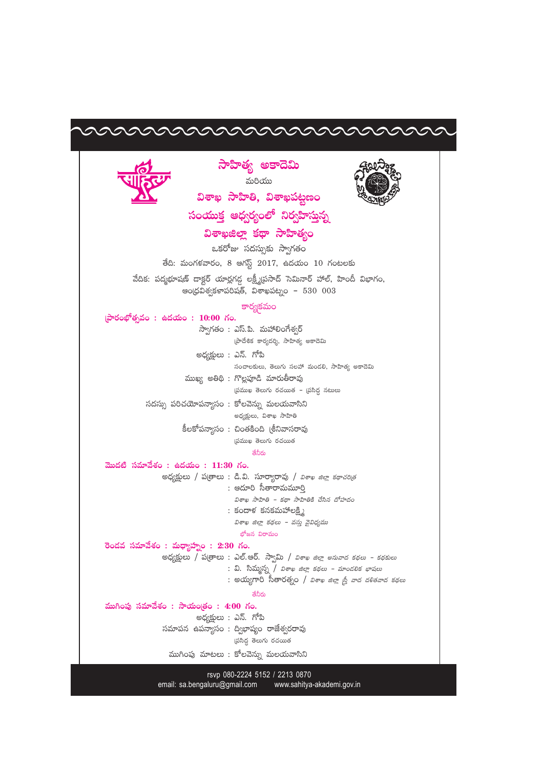# సాహిత్య అకాదెమి

మరియు

## విశాఖ సాహితి, విశాఖపట్టణం

## సంయుక్త ఆధ్వర్యంలో నిర్వహిస్తున్న

## విశాఖజిల్లా కథా సాహిత్యం

ఒకరోజు సదస్సుకు స్వాగతం

తేది: మంగళవారం, 8 ఆగస్ట్ 2017, ఉదయం 10 గంటలకు

వేదిక: పద్మభూషణ్ డాక్టర్ యార్లగడ్డ లక్ష్మీప్రసాద్ సెమినార్ హాల్, హిందీ విభాగం, ఆంధ్రవిశ్వకళాపరిషత్, విశాఖపట్నం – 530 003

### కార్యక్రమం

**ప్రారంభోత్సవం : ఉదయం : 10:00 గం.**

స్వాగతం : ఎస్.పి. మహాలింగేశ్వర్
ప్రాదేశిక కార్యదర్శి, సాహిత్య అకాదెమి

అధ్యక్షులు : ఎన్. గోపి
సంచాలకులు, తెలుగు సలహా మండలి, సాహిత్య అకాదెమి

ముఖ్య అతిథి : గొల్లపూడి మారుతీరావు
ప్రముఖ తెలుగు రచయిత – ప్రసిద్ధ నటులు

సదస్సు పరిచయోపన్యాసం : కోలవెన్ను మలయవాసిని
అధ్యక్షులు, విశాఖ సాహితి

కీలకోపన్యాసం : చింతకింది శ్రీనివాసరావు
ప్రముఖ తెలుగు రచయిత

తేనీరు

**మొదటి సమావేశం : ఉదయం : 11:30 గం.**

అధ్యక్షులు / పత్రాలు : డి.వి. సూర్యారావు / *విశాఖ జిల్లా కథాచరిత్ర*
: ఆదూరి సీతారామమూర్తి
*విశాఖ సాహితి – కథా సాహితికి చేసిన దోహదం*
: కందాళ కనకమహాలక్ష్మి
*విశాఖ జిల్లా కథలు – వస్తు వైవిధ్యము*

భోజన విరామం

**రెండవ సమావేశం : మధ్యాహ్నం : 2:30 గం.**

అధ్యక్షులు / పత్రాలు : ఎల్.ఆర్. స్వామి / *విశాఖ జిల్లా అనువాద కథలు – కథకులు*
: వి. సిమ్మన్న / *విశాఖ జిల్లా కథలు – మాండలిక భాషలు*
: అయ్యగారి సీతారత్నం / *విశాఖ జిల్లా స్త్రీ వాద దళితవాద కథలు*

తేనీరు

**ముగింపు సమావేశం : సాయంత్రం : 4:00 గం.**

అధ్యక్షులు : ఎన్. గోపి

సమాపన ఉపన్యాసం : ద్విభాష్యం రాజేశ్వరరావు
ప్రసిద్ధ తెలుగు రచయిత

ముగింపు మాటలు : కోలవెన్ను మలయవాసిని

rsvp 080-2224 5152 / 2213 0870
email: sa.bengaluru@gmail.com www.sahitya-akademi.gov.in